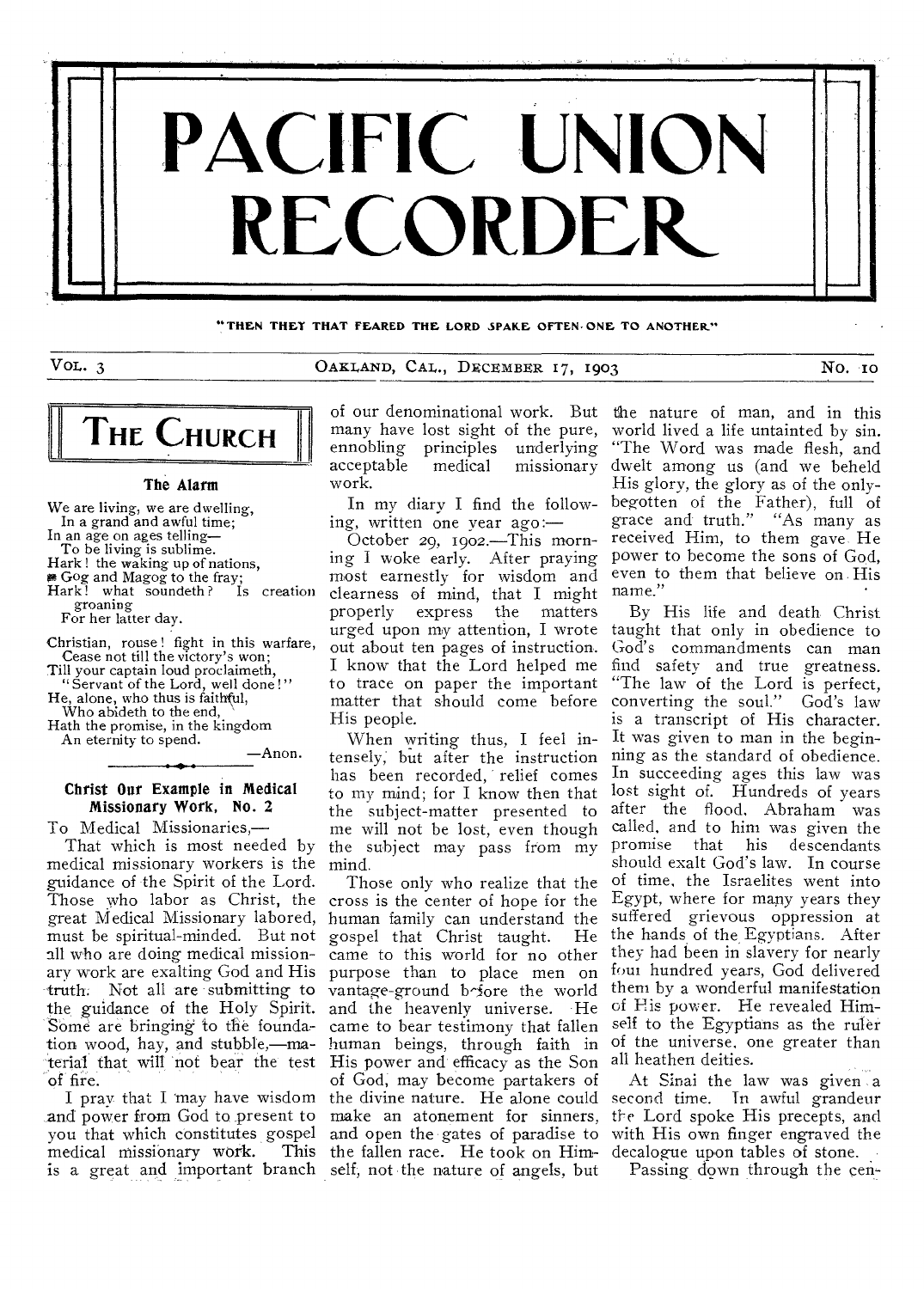# PACIFIC UNION RECORDER

"THEN THEY THAT FEARED THE LORD SPAKE OFTEN ONE TO ANOTHER"

Vol. 3 — Oakland, Cal., December 17, 1903 — No. 10

## The Church

### The Alarm

We are living, we are dwelling,  
In a grand and awful time;  
In an age on ages telling—  
To be living is sublime.  
Hark! the waking up of nations,  
Gog and Magog to the fray;  
Hark! what soundeth? Is creation groaning  
For her latter day.

Christian, rouse! fight in this warfare,  
Cease not till the victory's won;  
Till your captain loud proclaimeth,  
"Servant of the Lord, well done!"  
He, alone, who thus is faithful,  
Who abideth to the end,  
Hath the promise, in the kingdom  
An eternity to spend.

—Anon.

### Christ Our Example in Medical Missionary Work, No. 2

To Medical Missionaries,—

That which is most needed by medical missionary workers is the guidance of the Spirit of the Lord. Those who labor as Christ, the great Medical Missionary labored, must be spiritual-minded. But not all who are doing medical missionary work are exalting God and His truth. Not all are submitting to the guidance of the Holy Spirit. Some are bringing to the foundation wood, hay, and stubble,—material that will not bear the test of fire.

I pray that I may have wisdom and power from God to present to you that which constitutes gospel medical missionary work. This is a great and important branch of our denominational work. But many have lost sight of the pure, ennobling principles underlying acceptable medical missionary work.

In my diary I find the following, written one year ago:—

October 29, 1902.—This morning I woke early. After praying most earnestly for wisdom and clearness of mind, that I might properly express the matters urged upon my attention, I wrote out about ten pages of instruction. I know that the Lord helped me to trace on paper the important matter that should come before His people.

When writing thus, I feel intensely, but after the instruction has been recorded, relief comes to my mind; for I know then that the subject-matter presented to me will not be lost, even though the subject may pass from my mind.

Those only who realize that the cross is the center of hope for the human family can understand the gospel that Christ taught. He came to this world for no other purpose than to place men on vantage-ground before the world and the heavenly universe. He came to bear testimony that fallen human beings, through faith in His power and efficacy as the Son of God, may become partakers of the divine nature. He alone could make an atonement for sinners, and open the gates of paradise to the fallen race. He took on Himself, not the nature of angels, but the nature of man, and in this world lived a life untainted by sin. "The Word was made flesh, and dwelt among us (and we beheld His glory, the glory as of the only-begotten of the Father), full of grace and truth." "As many as received Him, to them gave He power to become the sons of God, even to them that believe on His name."

By His life and death Christ taught that only in obedience to God's commandments can man find safety and true greatness. "The law of the Lord is perfect, converting the soul." God's law is a transcript of His character. It was given to man in the beginning as the standard of obedience. In succeeding ages this law was lost sight of. Hundreds of years after the flood, Abraham was called, and to him was given the promise that his descendants should exalt God's law. In course of time, the Israelites went into Egypt, where for many years they suffered grievous oppression at the hands of the Egyptians. After they had been in slavery for nearly four hundred years, God delivered them by a wonderful manifestation of His power. He revealed Himself to the Egyptians as the ruler of the universe, one greater than all heathen deities.

At Sinai the law was given a second time. In awful grandeur the Lord spoke His precepts, and with His own finger engraved the decalogue upon tables of stone.

Passing down through the cen-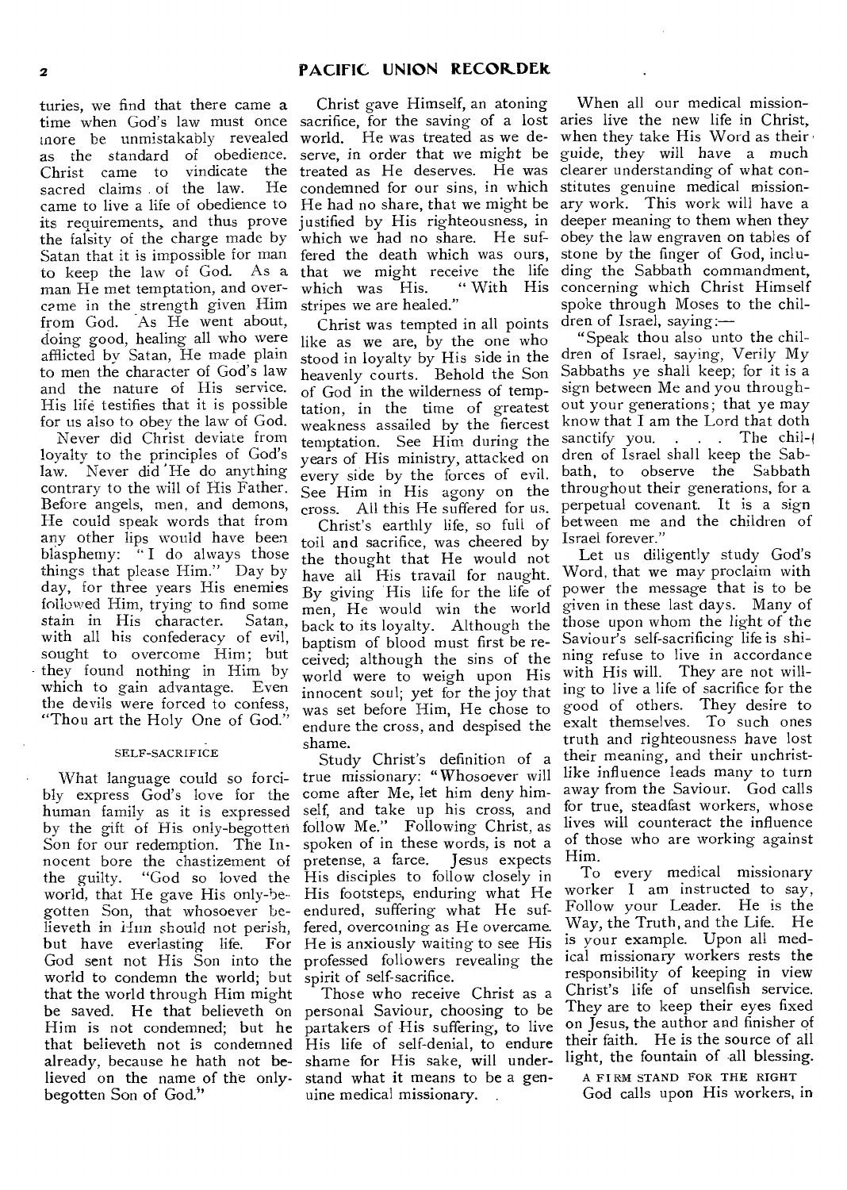turies, we find that there came a time when God's law must once more be unmistakably revealed as the standard of obedience. Christ came to vindicate the sacred claims of the law. He came to live a life of obedience to its requirements, and thus prove the falsity of the charge made by Satan that it is impossible for man to keep the law of God. As a man He met temptation, and overcame in the strength given Him from God. As He went about, doing good, healing all who were afflicted by Satan, He made plain to men the character of God's law and the nature of His service. His life testifies that it is possible for us also to obey the law of God.

Never did Christ deviate from loyalty to the principles of God's law. Never did He do anything contrary to the will of His Father. Before angels, men, and demons, He could speak words that from any other lips would have been blasphemy: "I do always those things that please Him." Day by day, for three years His enemies followed Him, trying to find some stain in His character. Satan, with all his confederacy of evil, sought to overcome Him; but they found nothing in Him by which to gain advantage. Even the devils were forced to confess, "Thou art the Holy One of God."

### SELF-SACRIFICE

What language could so forcibly express God's love for the human family as it is expressed by the gift of His only-begotten Son for our redemption. The Innocent bore the chastizement of the guilty. "God so loved the world, that He gave His only-begotten Son, that whosoever believeth in Him should not perish, but have everlasting life. For God sent not His Son into the world to condemn the world; but that the world through Him might be saved. He that believeth on Him is not condemned; but he that believeth not is condemned already, because he hath not believed on the name of the only-begotten Son of God."

Christ gave Himself, an atoning sacrifice, for the saving of a lost world. He was treated as we deserve, in order that we might be treated as He deserves. He was condemned for our sins, in which He had no share, that we might be justified by His righteousness, in which we had no share. He suffered the death which was ours, that we might receive the life which was His. "With His stripes we are healed."

Christ was tempted in all points like as we are, by the one who stood in loyalty by His side in the heavenly courts. Behold the Son of God in the wilderness of temptation, in the time of greatest weakness assailed by the fiercest temptation. See Him during the years of His ministry, attacked on every side by the forces of evil. See Him in His agony on the cross. All this He suffered for us.

Christ's earthly life, so full of toil and sacrifice, was cheered by the thought that He would not have all His travail for naught. By giving His life for the life of men, He would win the world back to its loyalty. Although the baptism of blood must first be received; although the sins of the world were to weigh upon His innocent soul; yet for the joy that was set before Him, He chose to endure the cross, and despised the shame.

Study Christ's definition of a true missionary: "Whosoever will come after Me, let him deny himself, and take up his cross, and follow Me." Following Christ, as spoken of in these words, is not a pretense, a farce. Jesus expects His disciples to follow closely in His footsteps, enduring what He endured, suffering what He suffered, overcoming as He overcame. He is anxiously waiting to see His professed followers revealing the spirit of self-sacrifice.

Those who receive Christ as a personal Saviour, choosing to be partakers of His suffering, to live His life of self-denial, to endure shame for His sake, will understand what it means to be a genuine medical missionary.

When all our medical missionaries live the new life in Christ, when they take His Word as their guide, they will have a much clearer understanding of what constitutes genuine medical missionary work. This work will have a deeper meaning to them when they obey the law engraven on tables of stone by the finger of God, including the Sabbath commandment, concerning which Christ Himself spoke through Moses to the children of Israel, saying:—

"Speak thou also unto the children of Israel, saying, Verily My Sabbaths ye shall keep; for it is a sign between Me and you throughout your generations; that ye may know that I am the Lord that doth sanctify you. . . . The children of Israel shall keep the Sabbath, to observe the Sabbath throughout their generations, for a perpetual covenant. It is a sign between me and the children of Israel forever."

Let us diligently study God's Word, that we may proclaim with power the message that is to be given in these last days. Many of those upon whom the light of the Saviour's self-sacrificing life is shining refuse to live in accordance with His will. They are not willing to live a life of sacrifice for the good of others. They desire to exalt themselves. To such ones truth and righteousness have lost their meaning, and their unchristlike influence leads many to turn away from the Saviour. God calls for true, steadfast workers, whose lives will counteract the influence of those who are working against Him.

To every medical missionary worker I am instructed to say, Follow your Leader. He is the Way, the Truth, and the Life. He is your example. Upon all medical missionary workers rests the responsibility of keeping in view Christ's life of unselfish service. They are to keep their eyes fixed on Jesus, the author and finisher of their faith. He is the source of all light, the fountain of all blessing.

### A FIRM STAND FOR THE RIGHT

God calls upon His workers, in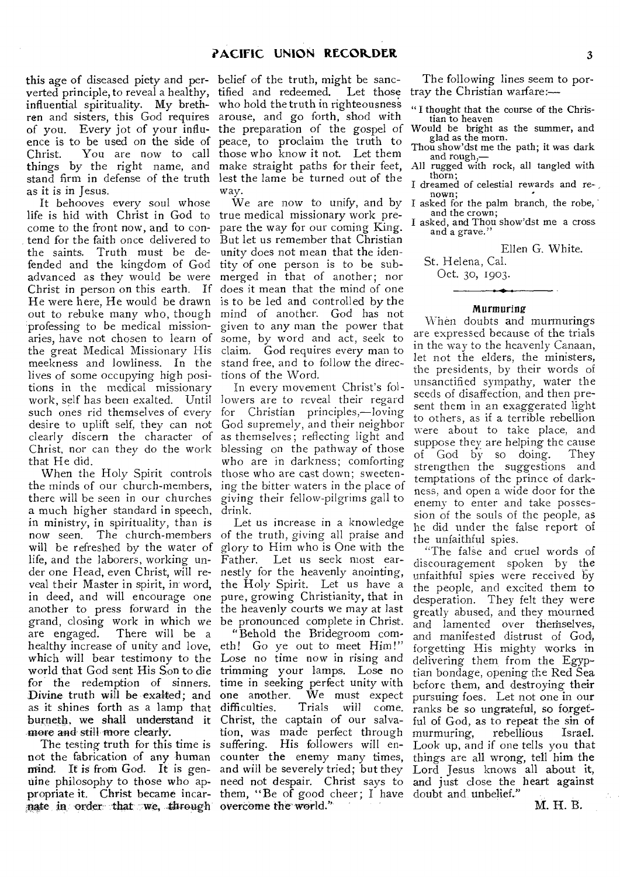this age of diseased piety and perverted principle, to reveal a healthy, influential spirituality. My brethren and sisters, this God requires of you. Every jot of your influence is to be used on the side of Christ. You are now to call things by the right name, and stand firm in defense of the truth as it is in Jesus.

It behooves every soul whose life is hid with Christ in God to come to the front now, and to contend for the faith once delivered to the saints. Truth must be defended and the kingdom of God advanced as they would be were Christ in person on this earth. If He were here, He would be drawn out to rebuke many who, though professing to be medical missionaries, have not chosen to learn of the great Medical Missionary His meekness and lowliness. In the lives of some occupying high positions in the medical missionary work, self has been exalted. Until such ones rid themselves of every desire to uplift self, they can not clearly discern the character of Christ, nor can they do the work that He did.

When the Holy Spirit controls the minds of our church-members, there will be seen in our churches a much higher standard in speech, in ministry, in spirituality, than is now seen. The church-members will be refreshed by the water of life, and the laborers, working under one Head, even Christ, will reveal their Master in spirit, in word, in deed, and will encourage one another to press forward in the grand, closing work in which we are engaged. There will be a healthy increase of unity and love, which will bear testimony to the world that God sent His Son to die for the redemption of sinners. Divine truth will be exalted; and as it shines forth as a lamp that burneth, we shall understand it more and still more clearly.

The testing truth for this time is not the fabrication of any human mind. It is from God. It is genuine philosophy to those who appropriate it. Christ became incarnate in order that we, through belief of the truth, might be sanctified and redeemed. Let those who hold the truth in righteousness arouse, and go forth, shod with the preparation of the gospel of peace, to proclaim the truth to those who know it not. Let them make straight paths for their feet, lest the lame be turned out of the way.

We are now to unify, and by true medical missionary work prepare the way for our coming King. But let us remember that Christian unity does not mean that the identity of one person is to be submerged in that of another; nor does it mean that the mind of one is to be led and controlled by the mind of another. God has not given to any man the power that some, by word and act, seek to claim. God requires every man to stand free, and to follow the directions of the Word.

In every movement Christ's followers are to reveal their regard for Christian principles,—loving God supremely, and their neighbor as themselves; reflecting light and blessing on the pathway of those who are in darkness; comforting those who are cast down; sweetening the bitter waters in the place of giving their fellow-pilgrims gall to drink.

Let us increase in a knowledge of the truth, giving all praise and glory to Him who is One with the Father. Let us seek most earnestly for the heavenly anointing, the Holy Spirit. Let us have a pure, growing Christianity, that in the heavenly courts we may at last be pronounced complete in Christ.

"Behold the Bridegroom cometh! Go ye out to meet Him!" Lose no time now in rising and trimming your lamps. Lose no time in seeking perfect unity with one another. We must expect difficulties. Trials will come. Christ, the captain of our salvation, was made perfect through suffering. His followers will encounter the enemy many times, and will be severely tried; but they need not despair. Christ says to them, "Be of good cheer; I have overcome the world."

The following lines seem to portray the Christian warfare:—

"I thought that the course of the Christian to heaven
Would be bright as the summer, and glad as the morn.
Thou show'dst me the path; it was dark and rough,—
All rugged with rock, all tangled with thorn;
I dreamed of celestial rewards and renown;
I asked for the palm branch, the robe, and the crown;
I asked, and Thou show'dst me a cross and a grave."

Ellen G. White.

St. Helena, Cal.
Oct. 30, 1903.

---

### Murmuring

When doubts and murmurings are expressed because of the trials in the way to the heavenly Canaan, let not the elders, the ministers, the presidents, by their words of unsanctified sympathy, water the seeds of disaffection, and then present them in an exaggerated light to others, as if a terrible rebellion were about to take place, and suppose they are helping the cause of God by so doing. They strengthen the suggestions and temptations of the prince of darkness, and open a wide door for the enemy to enter and take possession of the souls of the people, as he did under the false report of the unfaithful spies.

"The false and cruel words of discouragement spoken by the unfaithful spies were received by the people, and excited them to desperation. They felt they were greatly abused, and they mourned and lamented over themselves, and manifested distrust of God, forgetting His mighty works in delivering them from the Egyptian bondage, opening the Red Sea before them, and destroying their pursuing foes. Let not one in our ranks be so ungrateful, so forgetful of God, as to repeat the sin of murmuring, rebellious Israel. Look up, and if one tells you that things are all wrong, tell him the Lord Jesus knows all about it, and just close the heart against doubt and unbelief."

M. H. B.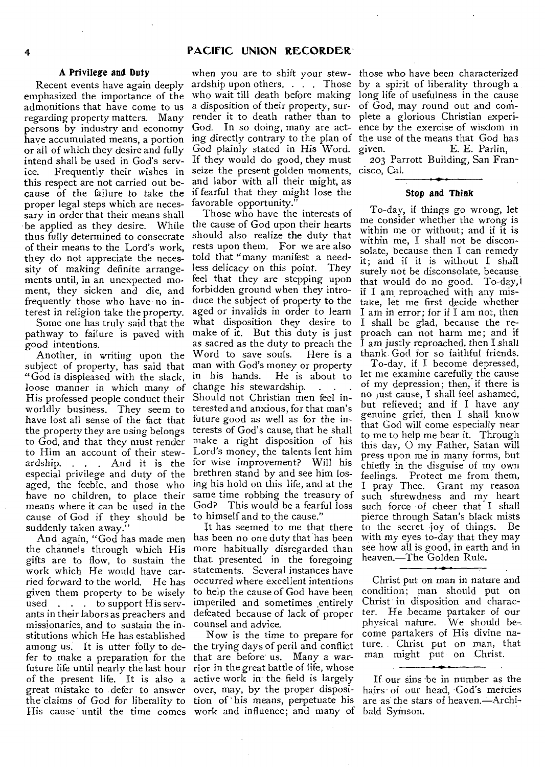### A Privilege and Duty

Recent events have again deeply emphasized the importance of the admonitions that have come to us regarding property matters. Many persons by industry and economy have accumulated means, a portion or all of which they desire and fully intend shall be used in God's service. Frequently their wishes in this respect are not carried out because of the failure to take the proper legal steps which are necessary in order that their means shall be applied as they desire. While thus fully determined to consecrate of their means to the Lord's work, they do not appreciate the necessity of making definite arrangements until, in an unexpected moment, they sicken and die, and frequently those who have no interest in religion take the property.

Some one has truly said that the pathway to failure is paved with good intentions.

Another, in writing upon the subject of property, has said that "God is displeased with the slack, loose manner in which many of His professed people conduct their worldly business. They seem to have lost all sense of the fact that the property they are using belongs to God, and that they must render to Him an account of their stewardship. . . . And it is the especial privilege and duty of the aged, the feeble, and those who have no children, to place their means where it can be used in the cause of God if they should be suddenly taken away."

And again, "God has made men the channels through which His gifts are to flow, to sustain the work which He would have carried forward to the world. He has given them property to be wisely used . . . to support His servants in their labors as preachers and missionaries, and to sustain the institutions which He has established among us. It is utter folly to defer to make a preparation for the future life until nearly the last hour of the present life. It is also a great mistake to defer to answer the claims of God for liberality to His cause until the time comes when you are to shift your stewardship upon others. . . . Those who wait till death before making a disposition of their property, surrender it to death rather than to God. In so doing, many are acting directly contrary to the plan of God plainly stated in His Word. If they would do good, they must seize the present golden moments, and labor with all their might, as if fearful that they might lose the favorable opportunity."

Those who have the interests of the cause of God upon their hearts should also realize the duty that rests upon them. For we are also told that "many manifest a needless delicacy on this point. They feel that they are stepping upon forbidden ground when they introduce the subject of property to the aged or invalids in order to learn what disposition they desire to make of it. But this duty is just as sacred as the duty to preach the Word to save souls. Here is a man with God's money or property in his hands. He is about to change his stewardship. . . . Should not Christian men feel interested and anxious, for that man's future good as well as for the interests of God's cause, that he shall make a right disposition of his Lord's money, the talents lent him for wise improvement? Will his brethren stand by and see him losing his hold on this life, and at the same time robbing the treasury of God? This would be a fearful loss to himself and to the cause."

It has seemed to me that there has been no one duty that has been more habitually disregarded than that presented in the foregoing statements. Several instances have occurred where excellent intentions to help the cause of God have been imperiled and sometimes entirely defeated because of lack of proper counsel and advice.

Now is the time to prepare for the trying days of peril and conflict that are before us. Many a warrior in the great battle of life, whose active work in the field is largely over, may, by the proper disposition of his means, perpetuate his work and influence; and many of those who have been characterized by a spirit of liberality through a long life of usefulness in the cause of God, may round out and complete a glorious Christian experience by the exercise of wisdom in the use of the means that God has given.

E. E. Parlin,
203 Parrott Building, San Francisco, Cal.

### Stop and Think

To-day, if things go wrong, let me consider whether the wrong is within me or without; and if it is within me, I shall not be disconsolate, because then I can remedy it; and if it is without I shall surely not be disconsolate, because that would do no good. To-day, if I am reproached with any mistake, let me first decide whether I am in error; for if I am not, then I shall be glad, because the reproach can not harm me; and if I am justly reproached, then I shall thank God for so faithful friends.

To-day, if I become depressed, let me examine carefully the cause of my depression; then, if there is no just cause, I shall feel ashamed, but relieved; and if I have any genuine grief, then I shall know that God will come especially near to me to help me bear it. Through this day, O my Father, Satan will press upon me in many forms, but chiefly in the disguise of my own feelings. Protect me from them, I pray Thee. Grant my reason such shrewdness and my heart such force of cheer that I shall pierce through Satan's black mists to the secret joy of things. Be with my eyes to-day that they may see how all is good, in earth and in heaven.—The Golden Rule.

---

Christ put on man in nature and condition; man should put on Christ in disposition and character. He became partaker of our physical nature. We should become partakers of His divine nature. Christ put on man, that man might put on Christ.

---

If our sins be in number as the hairs of our head, God's mercies are as the stars of heaven.—Archibald Symson.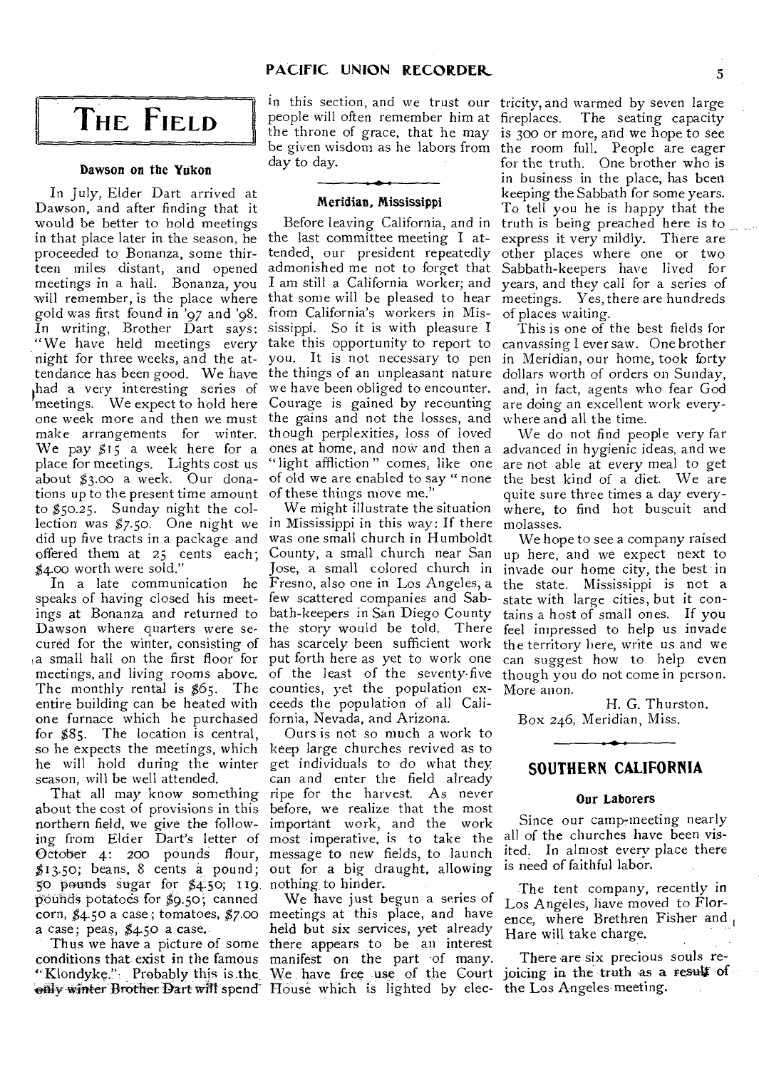# THE FIELD

### Dawson on the Yukon

In July, Elder Dart arrived at Dawson, and after finding that it would be better to hold meetings in that place later in the season, he proceeded to Bonanza, some thirteen miles distant, and opened meetings in a hall. Bonanza, you will remember, is the place where gold was first found in '97 and '98. In writing, Brother Dart says: "We have held meetings every night for three weeks, and the attendance has been good. We have had a very interesting series of meetings. We expect to hold here one week more and then we must make arrangements for winter. We pay $15 a week here for a place for meetings. Lights cost us about $3.00 a week. Our donations up to the present time amount to $50.25. Sunday night the collection was $7.50. One night we did up five tracts in a package and offered them at 25 cents each; $4.00 worth were sold."

In a late communication he speaks of having closed his meetings at Bonanza and returned to Dawson where quarters were secured for the winter, consisting of a small hall on the first floor for meetings, and living rooms above. The monthly rental is $65. The entire building can be heated with one furnace which he purchased for $85. The location is central, so he expects the meetings, which he will hold during the winter season, will be well attended.

That all may know something about the cost of provisions in this northern field, we give the following from Elder Dart's letter of October 4: 200 pounds flour, $13.50; beans, 8 cents a pound; 50 pounds sugar for $4.50; 119 pounds potatoes for $9.50; canned corn, $4.50 a case; tomatoes, $7.00 a case; peas, $4.50 a case.

Thus we have a picture of some conditions that exist in the famous "Klondyke." Probably this is the only winter Brother Dart will spend in this section, and we trust our people will often remember him at the throne of grace, that he may be given wisdom as he labors from day to day.

### Meridian, Mississippi

Before leaving California, and in the last committee meeting I attended, our president repeatedly admonished me not to forget that I am still a California worker; and that some will be pleased to hear from California's workers in Mississippi. So it is with pleasure I take this opportunity to report to you. It is not necessary to pen the things of an unpleasant nature we have been obliged to encounter. Courage is gained by recounting the gains and not the losses, and though perplexities, loss of loved ones at home, and now and then a "light affliction" comes, like one of old we are enabled to say "none of these things move me."

We might illustrate the situation in Mississippi in this way: If there was one small church in Humboldt County, a small church near San Jose, a small colored church in Fresno, also one in Los Angeles, a few scattered companies and Sabbath-keepers in San Diego County the story would be told. There has scarcely been sufficient work put forth here as yet to work one of the least of the seventy-five counties, yet the population exceeds the population of all California, Nevada, and Arizona.

Ours is not so much a work to keep large churches revived as to get individuals to do what they can and enter the field already ripe for the harvest. As never before, we realize that the most important work, and the work most imperative, is to take the message to new fields, to launch out for a big draught, allowing nothing to hinder.

We have just begun a series of meetings at this place, and have held but six services, yet already there appears to be an interest manifest on the part of many. We have free use of the Court House which is lighted by electricity, and warmed by seven large fireplaces. The seating capacity is 300 or more, and we hope to see the room full. People are eager for the truth. One brother who is in business in the place, has been keeping the Sabbath for some years. To tell you he is happy that the truth is being preached here is to express it very mildly. There are other places where one or two Sabbath-keepers have lived for years, and they call for a series of meetings. Yes, there are hundreds of places waiting.

This is one of the best fields for canvassing I ever saw. One brother in Meridian, our home, took forty dollars worth of orders on Sunday, and, in fact, agents who fear God are doing an excellent work everywhere and all the time.

We do not find people very far advanced in hygienic ideas, and we are not able at every meal to get the best kind of a diet. We are quite sure three times a day everywhere, to find hot buscuit and molasses.

We hope to see a company raised up here, and we expect next to invade our home city, the best in the state. Mississippi is not a state with large cities, but it contains a host of small ones. If you feel impressed to help us invade the territory here, write us and we can suggest how to help even though you do not come in person. More anon.

H. G. Thurston.
Box 246, Meridian, Miss.

## SOUTHERN CALIFORNIA

### Our Laborers

Since our camp-meeting nearly all of the churches have been visited. In almost every place there is need of faithful labor.

The tent company, recently in Los Angeles, have moved to Florence, where Brethren Fisher and Hare will take charge.

There are six precious souls rejoicing in the truth as a result of the Los Angeles meeting.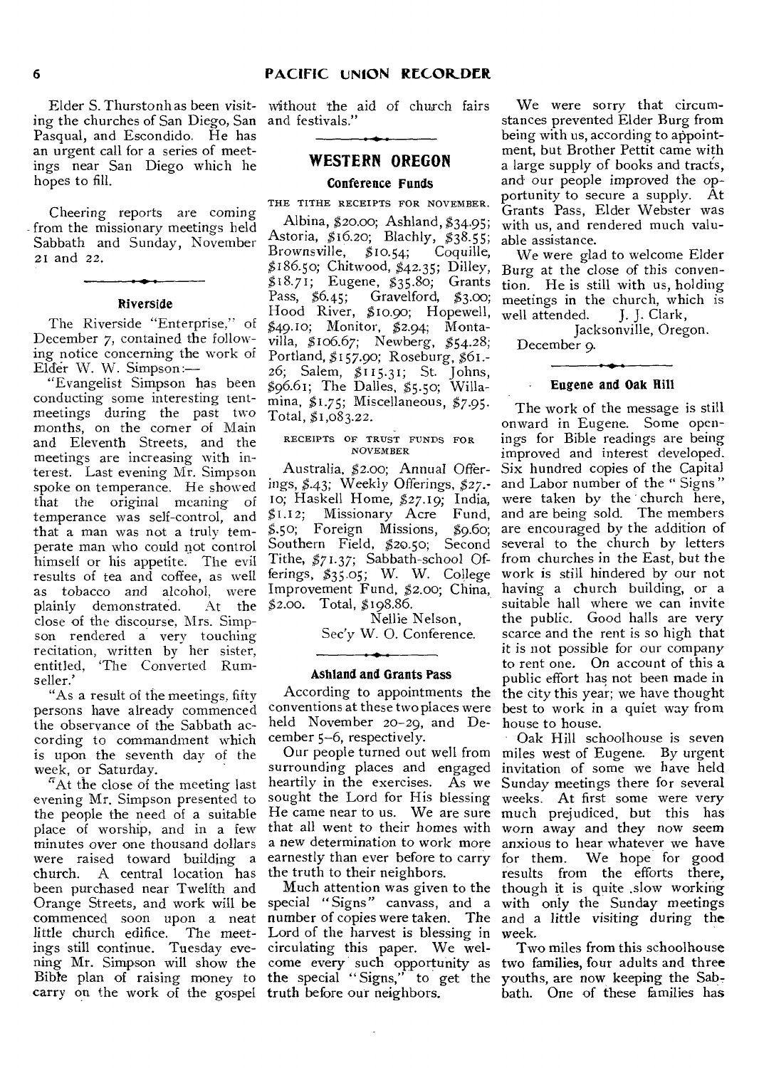Elder S. Thurston has been visiting the churches of San Diego, San Pasqual, and Escondido. He has an urgent call for a series of meetings near San Diego which he hopes to fill.

Cheering reports are coming from the missionary meetings held Sabbath and Sunday, November 21 and 22.

### Riverside

The Riverside "Enterprise," of December 7, contained the following notice concerning the work of Elder W. W. Simpson:—

"Evangelist Simpson has been conducting some interesting tent-meetings during the past two months, on the corner of Main and Eleventh Streets, and the meetings are increasing with interest. Last evening Mr. Simpson spoke on temperance. He showed that the original meaning of temperance was self-control, and that a man was not a truly temperate man who could not control himself or his appetite. The evil results of tea and coffee, as well as tobacco and alcohol, were plainly demonstrated. At the close of the discourse, Mrs. Simpson rendered a very touching recitation, written by her sister, entitled, 'The Converted Rum-seller.'

"As a result of the meetings, fifty persons have already commenced the observance of the Sabbath according to commandment which is upon the seventh day of the week, or Saturday.

"At the close of the meeting last evening Mr. Simpson presented to the people the need of a suitable place of worship, and in a few minutes over one thousand dollars were raised toward building a church. A central location has been purchased near Twelfth and Orange Streets, and work will be commenced soon upon a neat little church edifice. The meetings still continue. Tuesday evening Mr. Simpson will show the Bible plan of raising money to carry on the work of the gospel without the aid of church fairs and festivals."

## WESTERN OREGON

### Conference Funds

THE TITHE RECEIPTS FOR NOVEMBER.

Albina, $20.00; Ashland, $34.95; Astoria, $16.20; Blachly, $38.55; Brownsville, $10.54; Coquille, $186.50; Chitwood, $42.35; Dilley, $18.71; Eugene, $35.80; Grants Pass, $6.45; Gravelford, $3.00; Hood River, $10.90; Hopewell, $49.10; Monitor, $2.94; Montavilla, $106.67; Newberg, $54.28; Portland, $157.90; Roseburg, $61.26; Salem, $115.31; St. Johns, $96.61; The Dalles, $5.50; Willamina, $1.75; Miscellaneous, $7.95. Total, $1,083.22.

RECEIPTS OF TRUST FUNDS FOR NOVEMBER

Australia, $2.00; Annual Offerings, $.43; Weekly Offerings, $27.10; Haskell Home, $27.19; India, $1.12; Missionary Acre Fund, $.50; Foreign Missions, $9.60; Southern Field, $20.50; Second Tithe, $71.37; Sabbath-school Offerings, $35.05; W. W. College Improvement Fund, $2.00; China, $2.00. Total, $198.86.

Nellie Nelson,
Sec'y W. O. Conference.

### Ashland and Grants Pass

According to appointments the conventions at these two places were held November 20-29, and December 5-6, respectively.

Our people turned out well from surrounding places and engaged heartily in the exercises. As we sought the Lord for His blessing He came near to us. We are sure that all went to their homes with a new determination to work more earnestly than ever before to carry the truth to their neighbors.

Much attention was given to the special "Signs" canvass, and a number of copies were taken. The Lord of the harvest is blessing in circulating this paper. We welcome every such opportunity as the special "Signs," to get the truth before our neighbors.

We were sorry that circumstances prevented Elder Burg from being with us, according to appointment, but Brother Pettit came with a large supply of books and tracts, and our people improved the opportunity to secure a supply. At Grants Pass, Elder Webster was with us, and rendered much valuable assistance.

We were glad to welcome Elder Burg at the close of this convention. He is still with us, holding meetings in the church, which is well attended. J. J. Clark,

Jacksonville, Oregon.
December 9.

### Eugene and Oak Hill

The work of the message is still onward in Eugene. Some openings for Bible readings are being improved and interest developed. Six hundred copies of the Capital and Labor number of the "Signs" were taken by the church here, and are being sold. The members are encouraged by the addition of several to the church by letters from churches in the East, but the work is still hindered by our not having a church building, or a suitable hall where we can invite the public. Good halls are very scarce and the rent is so high that it is not possible for our company to rent one. On account of this a public effort has not been made in the city this year; we have thought best to work in a quiet way from house to house.

Oak Hill schoolhouse is seven miles west of Eugene. By urgent invitation of some we have held Sunday meetings there for several weeks. At first some were very much prejudiced, but this has worn away and they now seem anxious to hear whatever we have for them. We hope for good results from the efforts there, though it is quite slow working with only the Sunday meetings and a little visiting during the week.

Two miles from this schoolhouse two families, four adults and three youths, are now keeping the Sabbath. One of these families has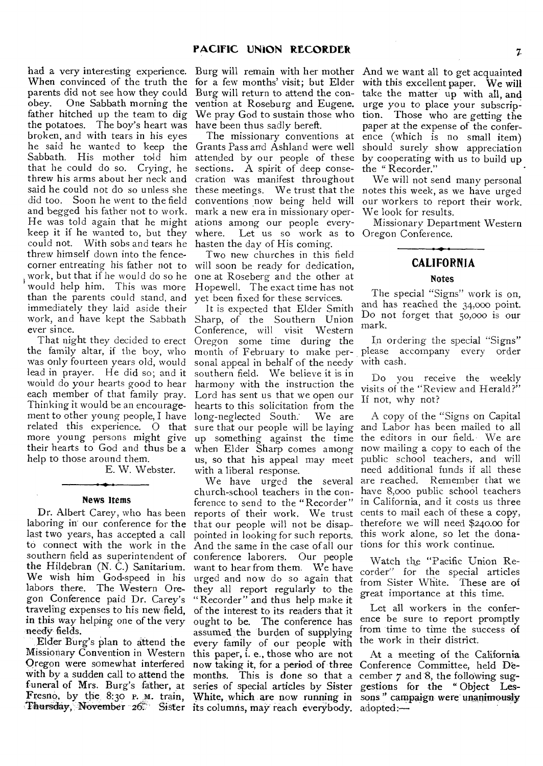had a very interesting experience. When convinced of the truth the parents did not see how they could obey. One Sabbath morning the father hitched up the team to dig the potatoes. The boy's heart was broken, and with tears in his eyes he said he wanted to keep the Sabbath. His mother told him that he could do so. Crying, he threw his arms about her neck and said he could not do so unless she did too. Soon he went to the field and begged his father not to work. He was told again that he might keep it if he wanted to, but they could not. With sobs and tears he threw himself down into the fence-corner entreating his father not to work, but that if he would do so he would help him. This was more than the parents could stand, and immediately they laid aside their work, and have kept the Sabbath ever since.

That night they decided to erect the family altar, if the boy, who was only fourteen years old, would lead in prayer. He did so; and it would do your hearts good to hear each member of that family pray. Thinking it would be an encouragement to other young people, I have related this experience. O that more young persons might give their hearts to God and thus be a help to those around them.

E. W. Webster.

### News Items

Dr. Albert Carey, who has been laboring in our conference for the last two years, has accepted a call to connect with the work in the southern field as superintendent of the Hildebran (N. C.) Sanitarium. We wish him God-speed in his labors there. The Western Oregon Conference paid Dr. Carey's traveling expenses to his new field, in this way helping one of the very needy fields.

Elder Burg's plan to attend the Missionary Convention in Western Oregon were somewhat interfered with by a sudden call to attend the funeral of Mrs. Burg's father, at Fresno, by the 8:30 P. M. train, Thursday, November 26. Sister Burg will remain with her mother for a few months' visit; but Elder Burg will return to attend the convention at Roseburg and Eugene. We pray God to sustain those who have been thus sadly bereft.

The missionary conventions at Grants Pass and Ashland were well attended by our people of these sections. A spirit of deep consecration was manifest throughout these meetings. We trust that the conventions now being held will mark a new era in missionary operations among our people everywhere. Let us so work as to hasten the day of His coming.

Two new churches in this field will soon be ready for dedication, one at Roseberg and the other at Hopewell. The exact time has not yet been fixed for these services.

It is expected that Elder Smith Sharp, of the Southern Union Conference, will visit Western Oregon some time during the month of February to make personal appeal in behalf of the needy southern field. We believe it is in harmony with the instruction the Lord has sent us that we open our hearts to this solicitation from the long-neglected South. We are sure that our people will be laying up something against the time when Elder Sharp comes among us, so that his appeal may meet with a liberal response.

We have urged the several church-school teachers in the conference to send to the "Recorder" reports of their work. We trust that our people will not be disappointed in looking for such reports. And the same in the case of all our conference laborers. Our people want to hear from them. We have urged and now do so again that they all report regularly to the "Recorder" and thus help make it of the interest to its readers that it ought to be. The conference has assumed the burden of supplying every family of our people with this paper, i. e., those who are not now taking it, for a period of three months. This is done so that a series of special articles by Sister White, which are now running in its columns, may reach everybody. And we want all to get acquainted with this excellent paper. We will take the matter up with all, and urge you to place your subscription. Those who are getting the paper at the expense of the conference (which is no small item) should surely show appreciation by cooperating with us to build up the "Recorder."

We will not send many personal notes this week, as we have urged our workers to report their work. We look for results.

Missionary Department Western Oregon Conference.

## CALIFORNIA

### Notes

The special "Signs" work is on, and has reached the 34,000 point. Do not forget that 50,000 is our mark.

In ordering the special "Signs" please accompany every order with cash.

Do you receive the weekly visits of the "Review and Herald?" If not, why not?

A copy of the "Signs on Capital and Labor has been mailed to all the editors in our field. We are now mailing a copy to each of the public school teachers, and will need additional funds if all these are reached. Remember that we have 8,000 public school teachers in California, and it costs us three cents to mail each of these a copy, therefore we will need $240.00 for this work alone, so let the donations for this work continue.

Watch the "Pacific Union Recorder" for the special articles from Sister White. These are of great importance at this time.

Let all workers in the conference be sure to report promptly from time to time the success of the work in their district.

At a meeting of the California Conference Committee, held December 7 and 8, the following suggestions for the "Object Lessons" campaign were unanimously adopted:—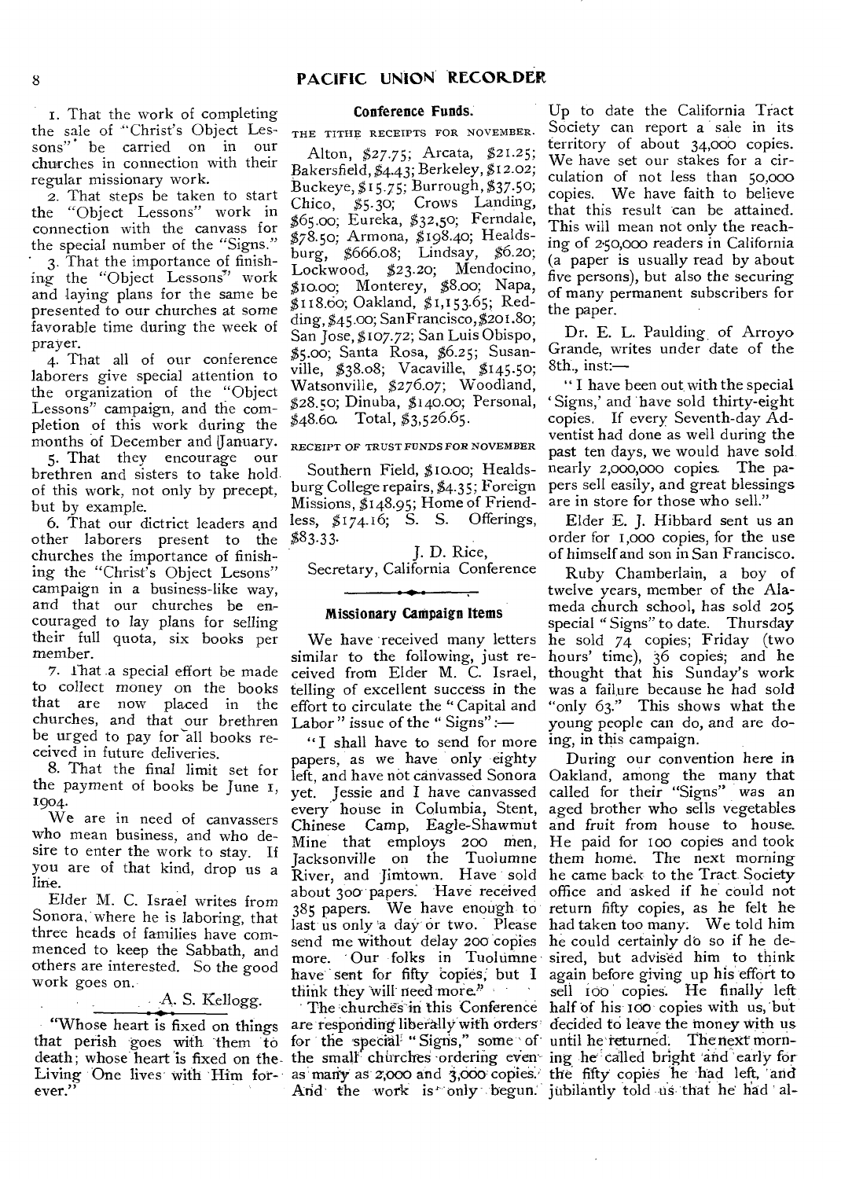1. That the work of completing the sale of "Christ's Object Lessons" be carried on in our churches in connection with their regular missionary work.

2. That steps be taken to start the "Object Lessons" work in connection with the canvass for the special number of the "Signs."

3. That the importance of finishing the "Object Lessons" work and laying plans for the same be presented to our churches at some favorable time during the week of prayer.

4. That all of our conference laborers give special attention to the organization of the "Object Lessons" campaign, and the completion of this work during the months of December and January.

5. That they encourage our brethren and sisters to take hold of this work, not only by precept, but by example.

6. That our dictrict leaders and other laborers present to the churches the importance of finishing the "Christ's Object Lesons" campaign in a business-like way, and that our churches be encouraged to lay plans for selling their full quota, six books per member.

7. That a special effort be made to collect money on the books that are now placed in the churches, and that our brethren be urged to pay for all books received in future deliveries.

8. That the final limit set for the payment of books be June 1, 1904.

We are in need of canvassers who mean business, and who desire to enter the work to stay. If you are of that kind, drop us a line.

Elder M. C. Israel writes from Sonora, where he is laboring, that three heads of families have commenced to keep the Sabbath, and others are interested. So the good work goes on.

A. S. Kellogg.

---

"Whose heart is fixed on things that perish goes with them to death; whose heart is fixed on the Living One lives with Him forever."

### Conference Funds.

THE TITHE RECEIPTS FOR NOVEMBER.

Alton, $27.75; Arcata, $21.25; Bakersfield, $4.43; Berkeley, $12.02; Buckeye, $15.75; Burrough, $37.50; Chico, $5.30; Crows Landing, $65.00; Eureka, $32.50; Ferndale, $78.50; Armona, $198.40; Healdsburg, $666.08; Lindsay, $6.20; Lockwood, $23.20; Mendocino, $10.00; Monterey, $8.00; Napa, $118.60; Oakland, $1,153.65; Redding, $45.00; San Francisco, $201.80; San Jose, $107.72; San Luis Obispo, $5.00; Santa Rosa, $6.25; Susanville, $38.08; Vacaville, $145.50; Watsonville, $276.07; Woodland, $28.50; Dinuba, $140.00; Personal, $48.60. Total, $3,526.65.

RECEIPT OF TRUST FUNDS FOR NOVEMBER

Southern Field, $10.00; Healdsburg College repairs, $4.35; Foreign Missions, $148.95; Home of Friendless, $174.16; S. S. Offerings, $83.33.

J. D. Rice,
Secretary, California Conference

### Missionary Campaign Items

We have received many letters similar to the following, just received from Elder M. C. Israel, telling of excellent success in the effort to circulate the "Capital and Labor" issue of the "Signs":—

"I shall have to send for more papers, as we have only eighty left, and have not canvassed Sonora yet. Jessie and I have canvassed every house in Columbia, Stent, Chinese Camp, Eagle-Shawmut Mine that employs 200 men, Jacksonville on the Tuolumne River, and Jimtown. Have sold about 300 papers. Have received 385 papers. We have enough to last us only a day or two. Please send me without delay 200 copies more. Our folks in Tuolumne have sent for fifty copies, but I think they will need more."

The churches in this Conference are responding liberally with orders for the special "Signs," some of the small churches ordering even as many as 2,000 and 3,000 copies. And the work is only begun. Up to date the California Tract Society can report a sale in its territory of about 34,000 copies. We have set our stakes for a circulation of not less than 50,000 copies. We have faith to believe that this result can be attained. This will mean not only the reaching of 250,000 readers in California (a paper is usually read by about five persons), but also the securing of many permanent subscribers for the paper.

Dr. E. L. Paulding of Arroyo Grande, writes under date of the 8th., inst:—

"I have been out with the special 'Signs,' and have sold thirty-eight copies. If every Seventh-day Adventist had done as well during the past ten days, we would have sold nearly 2,000,000 copies. The papers sell easily, and great blessings are in store for those who sell."

Elder E. J. Hibbard sent us an order for 1,000 copies, for the use of himself and son in San Francisco.

Ruby Chamberlain, a boy of twelve years, member of the Alameda church school, has sold 205 special "Signs" to date. Thursday he sold 74 copies; Friday (two hours' time), 36 copies; and he thought that his Sunday's work was a failure because he had sold "only 63." This shows what the young people can do, and are doing, in this campaign.

During our convention here in Oakland, among the many that called for their "Signs" was an aged brother who sells vegetables and fruit from house to house. He paid for 100 copies and took them home. The next morning he came back to the Tract Society office and asked if he could not return fifty copies, as he felt he had taken too many. We told him he could certainly do so if he desired, but advised him to think again before giving up his effort to sell 100 copies. He finally left half of his 100 copies with us, but decided to leave the money with us until he returned. The next morning he called bright and early for the fifty copies he had left, and jubilantly told us that he had al-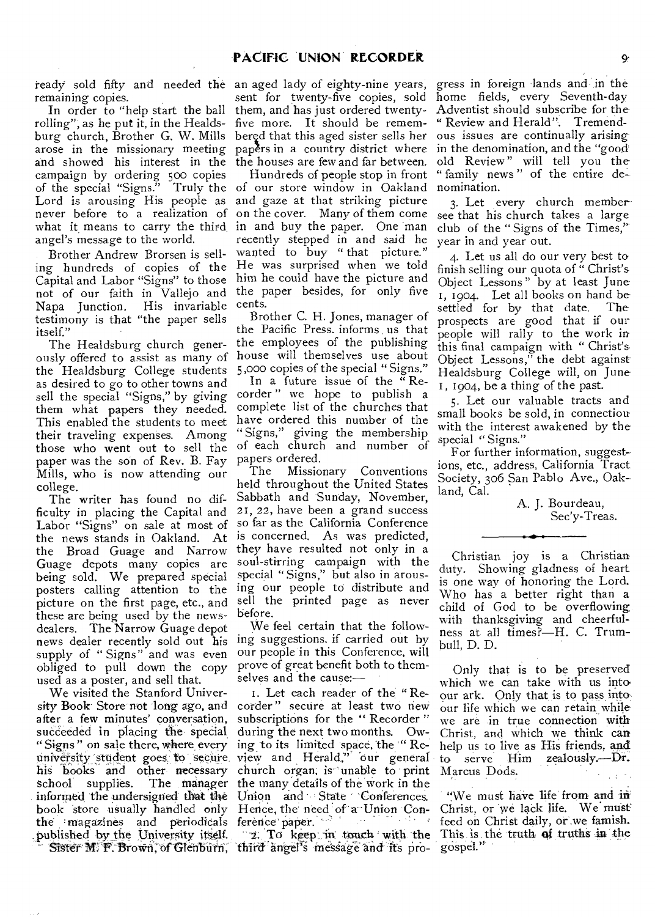ready sold fifty and needed the remaining copies.

In order to "help start the ball rolling", as he put it, in the Healdsburg church, Brother G. W. Mills arose in the missionary meeting and showed his interest in the campaign by ordering 500 copies of the special "Signs." Truly the Lord is arousing His people as never before to a realization of what it means to carry the third angel's message to the world.

Brother Andrew Brorsen is selling hundreds of copies of the Capital and Labor "Signs" to those not of our faith in Vallejo and Napa Junction. His invariable testimony is that "the paper sells itself."

The Healdsburg church generously offered to assist as many of the Healdsburg College students as desired to go to other towns and sell the special "Signs," by giving them what papers they needed. This enabled the students to meet their traveling expenses. Among those who went out to sell the paper was the son of Rev. B. Fay Mills, who is now attending our college.

The writer has found no difficulty in placing the Capital and Labor "Signs" on sale at most of the news stands in Oakland. At the Broad Guage and Narrow Guage depots many copies are being sold. We prepared special posters calling attention to the picture on the first page, etc., and these are being used by the newsdealers. The Narrow Guage depot news dealer recently sold out his supply of "Signs" and was even obliged to pull down the copy used as a poster, and sell that.

We visited the Stanford University Book Store not long ago, and after a few minutes' conversation, succeeded in placing the special "Signs" on sale there, where every university student goes to secure his books and other necessary school supplies. The manager informed the undersigned that the book store usually handled only the magazines and periodicals published by the University itself.

Sister M. F. Brown, of Glenburn, an aged lady of eighty-nine years, sent for twenty-five copies, sold them, and has just ordered twenty-five more. It should be remembered that this aged sister sells her papers in a country district where the houses are few and far between.

Hundreds of people stop in front of our store window in Oakland and gaze at that striking picture on the cover. Many of them come in and buy the paper. One man recently stepped in and said he wanted to buy "that picture." He was surprised when we told him he could have the picture and the paper besides, for only five cents.

Brother C. H. Jones, manager of the Pacific Press, informs us that the employees of the publishing house will themselves use about 5,000 copies of the special "Signs."

In a future issue of the "Recorder" we hope to publish a complete list of the churches that have ordered this number of the "Signs," giving the membership of each church and number of papers ordered.

The Missionary Conventions held throughout the United States Sabbath and Sunday, November, 21, 22, have been a grand success so far as the California Conference is concerned. As was predicted, they have resulted not only in a soul-stirring campaign with the special "Signs," but also in arousing our people to distribute and sell the printed page as never before.

We feel certain that the following suggestions, if carried out by our people in this Conference, will prove of great benefit both to themselves and the cause:—

1. Let each reader of the "Recorder" secure at least two new subscriptions for the "Recorder" during the next two months. Owing to its limited space, the "Review and Herald," our general church organ, is unable to print the many details of the work in the Union and State Conferences. Hence, the need of a Union Conference paper.

2. To keep in touch with the third angel's message and its progress in foreign lands and in the home fields, every Seventh-day Adventist should subscribe for the "Review and Herald". Tremendous issues are continually arising in the denomination, and the "good old Review" will tell you the "family news" of the entire denomination.

3. Let every church member see that his church takes a large club of the "Signs of the Times," year in and year out.

4. Let us all do our very best to finish selling our quota of "Christ's Object Lessons" by at least June 1, 1904. Let all books on hand be settled for by that date. The prospects are good that if our people will rally to the work in this final campaign with "Christ's Object Lessons," the debt against Healdsburg College will, on June 1, 1904, be a thing of the past.

5. Let our valuable tracts and small books be sold, in connectiou with the interest awakened by the special "Signs."

For further information, suggestions, etc., address, California Tract Society, 306 San Pablo Ave., Oakland, Cal.

A. J. Bourdeau,
Sec'y-Treas.

---

Christian joy is a Christian duty. Showing gladness of heart is one way of honoring the Lord. Who has a better right than a child of God to be overflowing with thanksgiving and cheerfulness at all times?—H. C. Trumbull, D. D.

Only that is to be preserved which we can take with us into our ark. Only that is to pass into our life which we can retain while we are in true connection with Christ, and which we think can help us to live as His friends, and to serve Him zealously.—Dr. Marcus Dods.

"We must have life from and in Christ, or we lack life. We must feed on Christ daily, or we famish. This is the truth of truths in the gospel."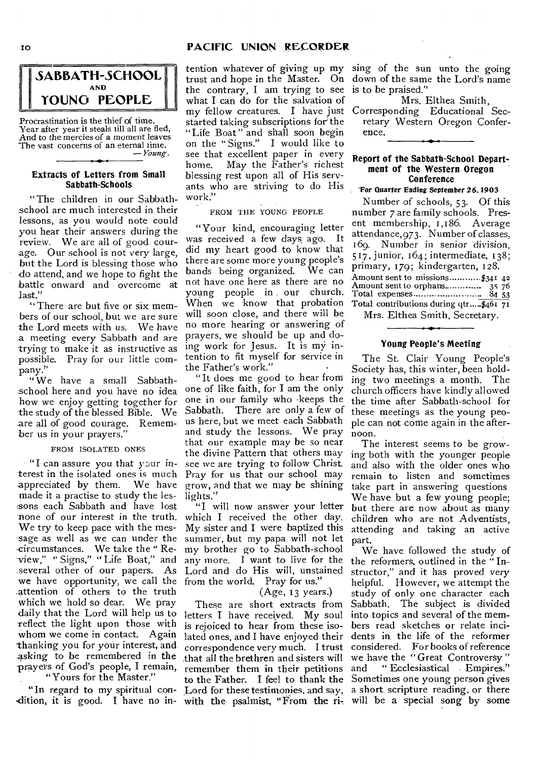# SABBATH-SCHOOL AND YOUNG PEOPLE

Procrastination is the thief of time.
Year after year it steals till all are fled,
And to the mercies of a moment leaves
The vast concerns of an eternal time.
—*Young*.

### Extracts of Letters from Small Sabbath-Schools

"The children in our Sabbath-school are much interested in their lessons, as you would note could you hear their answers during the review. We are all of good courage. Our school is not very large, but the Lord is blessing those who do attend, and we hope to fight the battle onward and overcome at last."

"There are but five or six members of our school, but we are sure the Lord meets with us. We have a meeting every Sabbath and are trying to make it as instructive as possible. Pray for our little company."

"We have a small Sabbath-school here and you have no idea how we enjoy getting together for the study of the blessed Bible. We are all of good courage. Remember us in your prayers."

FROM ISOLATED ONES

"I can assure you that your interest in the isolated ones is much appreciated by them. We have made it a practise to study the lessons each Sabbath and have lost none of our interest in the truth. We try to keep pace with the message as well as we can under the circumstances. We take the "Review," "Signs," "Life Boat," and several other of our papers. As we have opportunity, we call the attention of others to the truth which we hold so dear. We pray daily that the Lord will help us to reflect the light upon those with whom we come in contact. Again thanking you for your interest, and asking to be remembered in the prayers of God's people, I remain,

"Yours for the Master."

"In regard to my spiritual condition, it is good. I have no intention whatever of giving up my trust and hope in the Master. On the contrary, I am trying to see what I can do for the salvation of my fellow creatures. I have just started taking subscriptions for the "Life Boat" and shall soon begin on the "Signs." I would like to see that excellent paper in every home. May the Father's richest blessing rest upon all of His servants who are striving to do His work."

FROM THE YOUNG PEOPLE

"Your kind, encouraging letter was received a few days ago. It did my heart good to know that there are some more young people's bands being organized. We can not have one here as there are no young people in our church. When we know that probation will soon close, and there will be no more hearing or answering of prayers, we should be up and doing work for Jesus. It is my intention to fit myself for service in the Father's work."

"It does me good to hear from one of like faith, for I am the only one in our family who keeps the Sabbath. There are only a few of us here, but we meet each Sabbath and study the lessons. We pray that our example may be so near the divine Pattern that others may see we are trying to follow Christ. Pray for us that our school may grow, and that we may be shining lights."

"I will now answer your letter which I received the other day. My sister and I were baptized this summer, but my papa will not let my brother go to Sabbath-school any more. I want to live for the Lord and do His will, unstained from the world. Pray for us."

(Age, 13 years.)

These are short extracts from letters I have received. My soul is rejoiced to hear from these isolated ones, and I have enjoyed their correspondence very much. I trust that all the brethren and sisters will remember them in their petitions to the Father. I feel to thank the Lord for these testimonies, and say, with the psalmist, "From the rising of the sun unto the going down of the same the Lord's name is to be praised."

Mrs. Elthea Smith,
Corresponding Educational Secretary Western Oregon Conference.

### Report of the Sabbath-School Department of the Western Oregon Conference

**For Quarter Ending September 26, 1903**

Number of schools, 53. Of this number 7 are family schools. Present membership, 1,186. Average attendance, 973. Number of classes, 169. Number in senior division, 517, junior, 164; intermediate, 138; primary, 179; kindergarten, 128.

Amount sent to missions............$341 42
Amount sent to orphans.............. 35 76
Total expenses.......................... 84 53
Total contributions during qtr.....$461 71

Mrs. Elthea Smith, Secretary.

### Young People's Meeting

The St. Clair Young People's Society has, this winter, been holding two meetings a month. The church officers have kindly allowed the time after Sabbath-school for these meetings as the young people can not come again in the afternoon.

The interest seems to be growing both with the younger people and also with the older ones who remain to listen and sometimes take part in answering questions. We have but a few young people; but there are now about as many children who are not Adventists, attending and taking an active part.

We have followed the study of the reformers, outlined in the "Instructor," and it has proved very helpful. However, we attempt the study of only one character each Sabbath. The subject is divided into topics and several of the members read sketches or relate incidents in the life of the reformer considered. For books of reference we have the "Great Controversy" and "Ecclesiastical Empires." Sometimes one young person gives a short scripture reading, or there will be a special song by some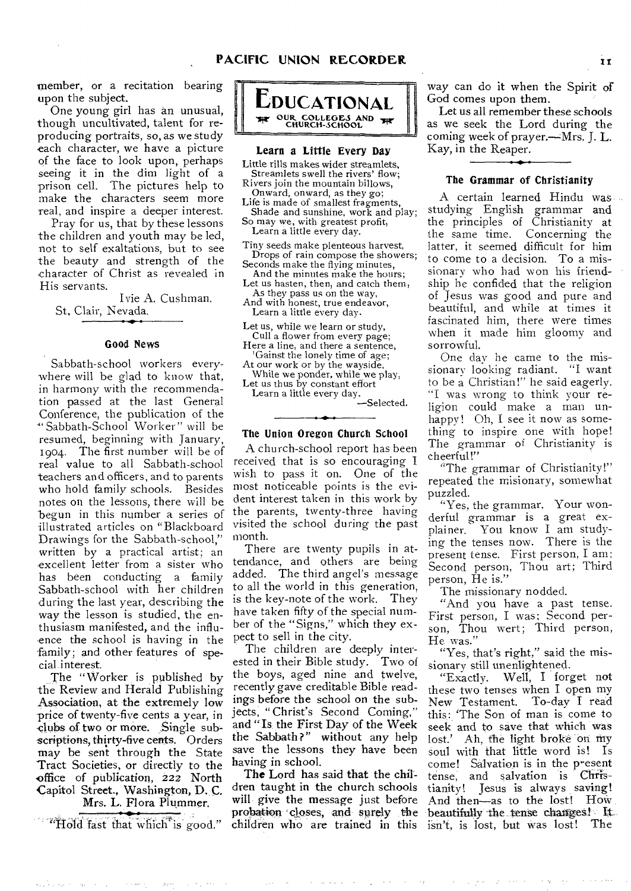member, or a recitation bearing upon the subject.

One young girl has an unusual, though uncultivated, talent for reproducing portraits, so, as we study each character, we have a picture of the face to look upon, perhaps seeing it in the dim light of a prison cell. The pictures help to make the characters seem more real, and inspire a deeper interest.

Pray for us, that by these lessons the children and youth may be led, not to self exaltations, but to see the beauty and strength of the character of Christ as revealed in His servants.

Ivie A. Cushman.

St. Clair, Nevada.

### Good News

Sabbath-school workers everywhere will be glad to know that, in harmony with the recommendation passed at the last General Conference, the publication of the "Sabbath-School Worker" will be resumed, beginning with January, 1904. The first number will be of real value to all Sabbath-school teachers and officers, and to parents who hold family schools. Besides notes on the lessons, there will be begun in this number a series of illustrated articles on "Blackboard Drawings for the Sabbath-school," written by a practical artist; an excellent letter from a sister who has been conducting a family Sabbath-school with her children during the last year, describing the way the lesson is studied, the enthusiasm manifested, and the influence the school is having in the family; and other features of special interest.

The "Worker is published by the Review and Herald Publishing Association, at the extremely low price of twenty-five cents a year, in clubs of two or more. Single subscriptions, thirty-five cents. Orders may be sent through the State Tract Societies, or directly to the office of publication, 222 North Capitol Street., Washington, D. C.

Mrs. L. Flora Plummer.

"Hold fast that which is good."

# EDUCATIONAL

## OUR COLLEGES AND CHURCH-SCHOOL

### Learn a Little Every Day

Little rills makes wider streamlets,
Streamlets swell the rivers' flow;
Rivers join the mountain billows,
Onward, onward, as they go;
Life is made of smallest fragments,
Shade and sunshine, work and play;
So may we, with greatest profit,
Learn a little every day.

Tiny seeds make plenteous harvest,
Drops of rain compose the showers;
Seconds make the flying minutes,
And the minutes make the hours;
Let us hasten, then, and catch them,
As they pass us on the way,
And with honest, true endeavor,
Learn a little every day.

Let us, while we learn or study,
Cull a flower from every page;
Here a line, and there a sentence,
'Gainst the lonely time of age;
At our work or by the wayside,
While we ponder, while we play,
Let us thus by constant effort
Learn a little every day.

—Selected.

### The Union Oregon Church School

A church-school report has been received that is so encouraging I wish to pass it on. One of the most noticeable points is the evident interest taken in this work by the parents, twenty-three having visited the school during the past month.

There are twenty pupils in attendance, and others are being added. The third angel's message to all the world in this generation, is the key-note of the work. They have taken fifty of the special number of the "Signs," which they expect to sell in the city.

The children are deeply interested in their Bible study. Two of the boys, aged nine and twelve, recently gave creditable Bible readings before the school on the subjects, "Christ's Second Coming," and "Is the First Day of the Week the Sabbath?" without any help save the lessons they have been having in school.

The Lord has said that the children taught in the church schools will give the message just before probation closes, and surely the children who are trained in this way can do it when the Spirit of God comes upon them.

Let us all remember these schools as we seek the Lord during the coming week of prayer.—Mrs. J. L. Kay, in the Reaper.

### The Grammar of Christianity

A certain learned Hindu was studying English grammar and the principles of Christianity at the same time. Concerning the latter, it seemed difficult for him to come to a decision. To a missionary who had won his friendship he confided that the religion of Jesus was good and pure and beautiful, and while at times it fascinated him, there were times when it made him gloomy and sorrowful.

One day he came to the missionary looking radiant. "I want to be a Christian!" he said eagerly. "I was wrong to think your religion could make a man unhappy! Oh, I see it now as something to inspire one with hope! The grammar of Christianity is cheerful!"

"The grammar of Christianity!" repeated the misionary, somewhat puzzled.

"Yes, the grammar. Your wonderful grammar is a great explainer. You know I am studying the tenses now. There is the present tense. First person, I am; Second person, Thou art; Third person, He is."

The missionary nodded.

"And you have a past tense. First person, I was; Second person, Thou wert; Third person, He was."

"Yes, that's right," said the missionary still unenlightened.

"Exactly. Well, I forget not these two tenses when I open my New Testament. To-day I read this: 'The Son of man is come to seek and to save that which was lost.' Ah, the light broke on my soul with that little word is! Is come! Salvation is in the present tense, and salvation is Christianity! Jesus is always saving! And then—as to the lost! How beautifully the tense changes! It isn't, is lost, but was lost! The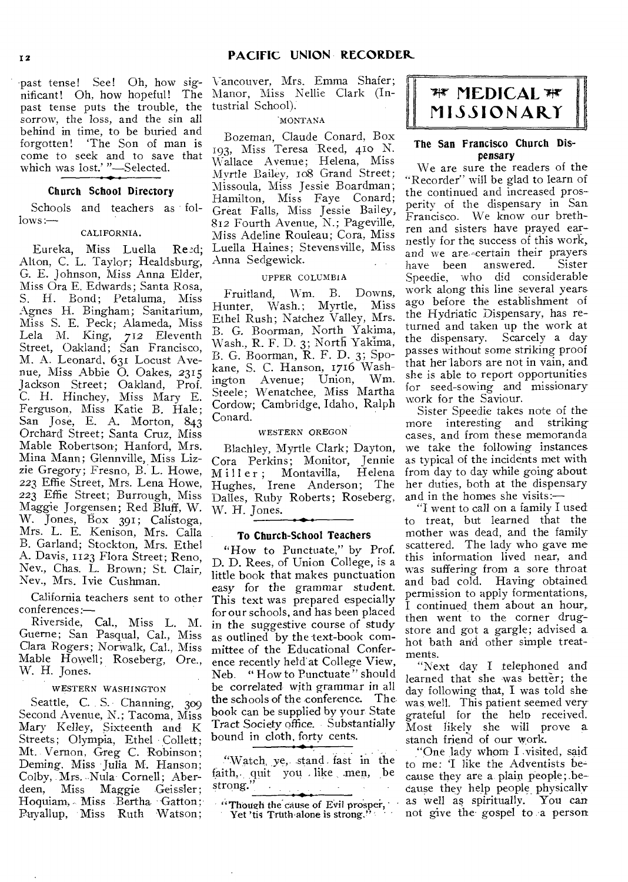past tense! See! Oh, how significant! Oh, how hopeful! The past tense puts the trouble, the sorrow, the loss, and the sin all behind in time, to be buried and forgotten! 'The Son of man is come to seek and to save that which was lost.' "—Selected.

### Church School Directory

Schools and teachers as follows:—

CALIFORNIA.

Eureka, Miss Luella Reed; Alton, C. L. Taylor; Healdsburg, G. E. Johnson, Miss Anna Elder, Miss Ora E. Edwards; Santa Rosa, S. H. Bond; Petaluma, Miss Agnes H. Bingham; Sanitarium, Miss S. E. Peck; Alameda, Miss Lela M. King, 712 Eleventh Street, Oakland; San Francisco, M. A. Leonard, 631 Locust Avenue, Miss Abbie O. Oakes, 2315 Jackson Street; Oakland, Prof. C. H. Hinchey, Miss Mary E. Ferguson, Miss Katie B. Hale; San Jose, E. A. Morton, 843 Orchard Street; Santa Cruz, Miss Mable Robertson; Hanford, Mrs. Mina Mann; Glennville, Miss Lizzie Gregory; Fresno, B. L. Howe, 223 Effie Street, Mrs. Lena Howe, 223 Effie Street; Burrough, Miss Maggie Jorgensen; Red Bluff, W. W. Jones, Box 391; Calistoga, Mrs. L. E. Kenison, Mrs. Calla B. Garland; Stockton, Mrs. Ethel A. Davis, 1123 Flora Street; Reno, Nev., Chas. L. Brown; St. Clair, Nev., Mrs. Ivie Cushman.

California teachers sent to other conferences:—

Riverside, Cal., Miss L. M. Guerne; San Pasqual, Cal., Miss Clara Rogers; Norwalk, Cal., Miss Mable Howell; Roseberg, Ore., W. H. Jones.

WESTERN WASHINGTON

Seattle, C. S. Channing, 309 Second Avenue, N.; Tacoma, Miss Mary Kelley, Sixteenth and K Streets; Olympia, Ethel Collett; Mt. Vernon, Greg C. Robinson; Deming, Miss Julia M. Hanson; Colby, Mrs. Nula Cornell; Aberdeen, Miss Maggie Geissler; Hoquiam, Miss Bertha Gatton; Puyallup, Miss Ruth Watson; Vancouver, Mrs. Emma Shafer; Manor, Miss Nellie Clark (Industrial School).

MONTANA

Bozeman, Claude Conard, Box 193, Miss Teresa Reed, 410 N. Wallace Avenue; Helena, Miss Myrtle Bailey, 108 Grand Street; Missoula, Miss Jessie Boardman; Hamilton, Miss Faye Conard; Great Falls, Miss Jessie Bailey, 812 Fourth Avenue, N.; Pageville, Miss Adeline Rouleau; Cora, Miss Luella Haines; Stevensville, Miss Anna Sedgewick.

UPPER COLUMBIA

Fruitland, Wm. B. Downs, Hunter, Wash.; Myrtle, Miss Ethel Rush; Natchez Valley, Mrs. B. G. Boorman, North Yakima, Wash., R. F. D. 3; North Yakima, B. G. Boorman, R. F. D. 3; Spokane, S. C. Hanson, 1716 Washington Avenue; Union, Wm. Steele; Wenatchee, Miss Martha Cordow; Cambridge, Idaho, Ralph Conard.

WESTERN OREGON

Blachley, Myrtle Clark; Dayton, Cora Perkins; Monitor, Jennie Miller; Montavilla, Helena Hughes, Irene Anderson; The Dalles, Ruby Roberts; Roseberg, W. H. Jones.

### To Church-School Teachers

"How to Punctuate," by Prof. D. D. Rees, of Union College, is a little book that makes punctuation easy for the grammar student. This text was prepared especially for our schools, and has been placed in the suggestive course of study as outlined by the text-book committee of the Educational Conference recently held at College View, Neb. "How to Punctuate" should be correlated with grammar in all the schools of the conference. The book can be supplied by your State Tract Society office. Substantially bound in cloth, forty cents.

"Watch ye, stand fast in the faith, quit you like men, be strong."

"Though the cause of Evil prosper,
Yet 'tis Truth alone is strong."

# MEDICAL MISSIONARY

### The San Francisco Church Dispensary

We are sure the readers of the "Recorder" will be glad to learn of the continued and increased prosperity of the dispensary in San Francisco. We know our brethren and sisters have prayed earnestly for the success of this work, and we are certain their prayers have been answered. Sister Speedie, who did considerable work along this line several years ago before the establishment of the Hydriatic Dispensary, has returned and taken up the work at the dispensary. Scarcely a day passes without some striking proof that her labors are not in vain, and she is able to report opportunities for seed-sowing and missionary work for the Saviour.

Sister Speedie takes note of the more interesting and striking cases, and from these memoranda we take the following instances as typical of the incidents met with from day to day while going about her duties, both at the dispensary and in the homes she visits:—

"I went to call on a family I used to treat, but learned that the mother was dead, and the family scattered. The lady who gave me this information lived near, and was suffering from a sore throat and bad cold. Having obtained permission to apply fomentations, I continued them about an hour, then went to the corner drugstore and got a gargle; advised a hot bath and other simple treatments.

"Next day I telephoned and learned that she was better; the day following that, I was told she was well. This patient seemed very grateful for the help received. Most likely she will prove a stanch friend of our work.

"One lady whom I visited, said to me: 'I like the Adventists because they are a plain people; because they help people physically as well as spiritually. You can not give the gospel to a person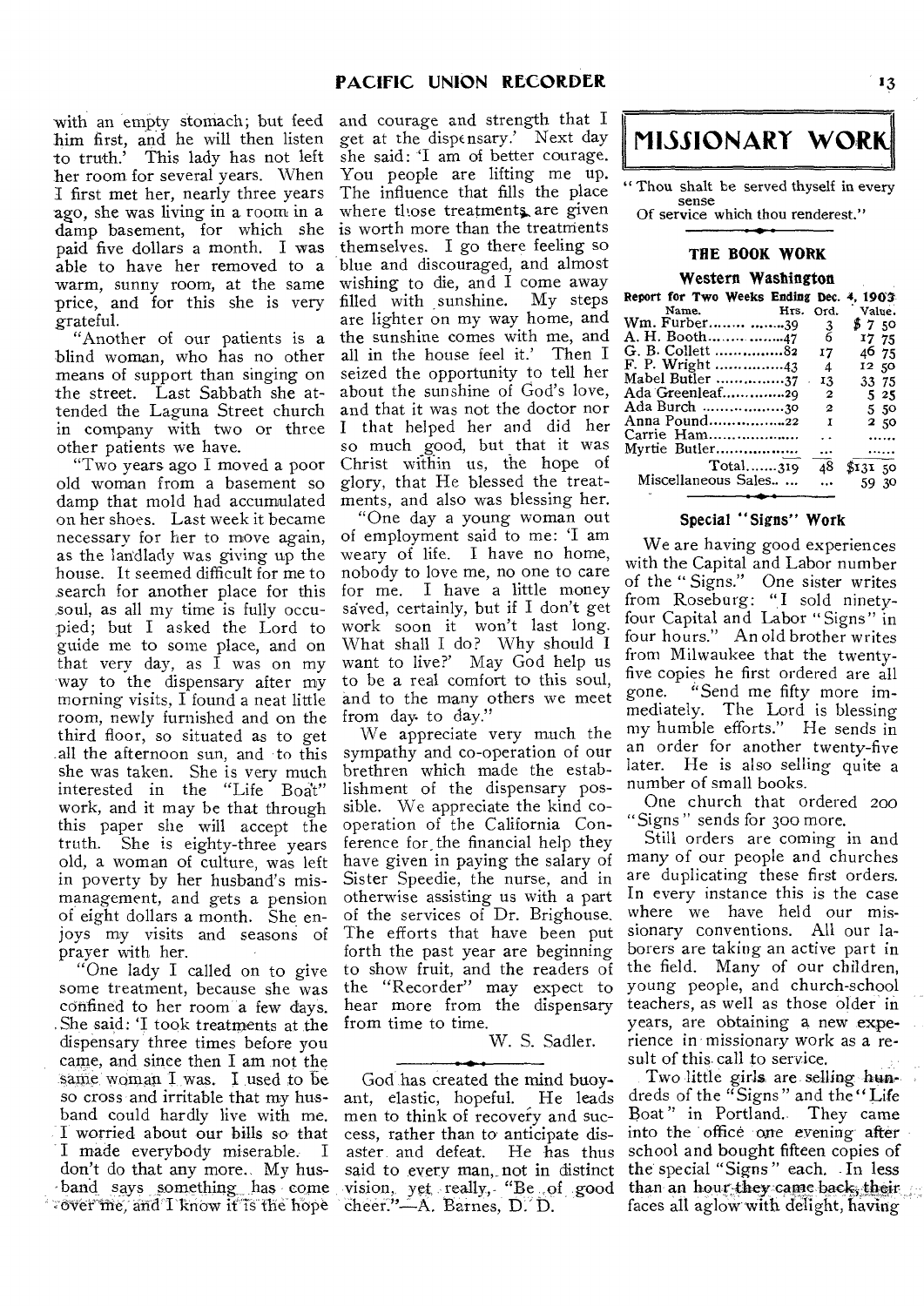with an empty stomach; but feed him first, and he will then listen to truth.' This lady has not left her room for several years. When I first met her, nearly three years ago, she was living in a room in a damp basement, for which she paid five dollars a month. I was able to have her removed to a warm, sunny room, at the same price, and for this she is very grateful.

"Another of our patients is a blind woman, who has no other means of support than singing on the street. Last Sabbath she attended the Laguna Street church in company with two or three other patients we have.

"Two years ago I moved a poor old woman from a basement so damp that mold had accumulated on her shoes. Last week it became necessary for her to move again, as the landlady was giving up the house. It seemed difficult for me to search for another place for this soul, as all my time is fully occupied; but I asked the Lord to guide me to some place, and on that very day, as I was on my way to the dispensary after my morning visits, I found a neat little room, newly furnished and on the third floor, so situated as to get all the afternoon sun, and to this she was taken. She is very much interested in the "Life Boat" work, and it may be that through this paper she will accept the truth. She is eighty-three years old, a woman of culture, was left in poverty by her husband's mismanagement, and gets a pension of eight dollars a month. She enjoys my visits and seasons of prayer with her.

"One lady I called on to give some treatment, because she was confined to her room a few days. She said: 'I took treatments at the dispensary three times before you came, and since then I am not the same woman I was. I used to be so cross and irritable that my husband could hardly live with me. I worried about our bills so that I made everybody miserable. I don't do that any more. My husband says something has come over me, and I know it is the hope and courage and strength that I get at the dispensary.' Next day she said: 'I am of better courage. You people are lifting me up. The influence that fills the place where those treatments are given is worth more than the treatments themselves. I go there feeling so blue and discouraged, and almost wishing to die, and I come away filled with sunshine. My steps are lighter on my way home, and the sunshine comes with me, and all in the house feel it.' Then I seized the opportunity to tell her about the sunshine of God's love, and that it was not the doctor nor I that helped her and did her so much good, but that it was Christ within us, the hope of glory, that He blessed the treatments, and also was blessing her.

"One day a young woman out of employment said to me: 'I am weary of life. I have no home, nobody to love me, no one to care for me. I have a little money saved, certainly, but if I don't get work soon it won't last long. What shall I do? Why should I want to live?' May God help us to be a real comfort to this soul, and to the many others we meet from day to day."

We appreciate very much the sympathy and co-operation of our brethren which made the establishment of the dispensary possible. We appreciate the kind cooperation of the California Conference for the financial help they have given in paying the salary of Sister Speedie, the nurse, and in otherwise assisting us with a part of the services of Dr. Brighouse. The efforts that have been put forth the past year are beginning to show fruit, and the readers of the "Recorder" may expect to hear more from the dispensary from time to time.

W. S. Sadler.

God has created the mind buoyant, elastic, hopeful. He leads men to think of recovery and success, rather than to anticipate disaster and defeat. He has thus said to every man, not in distinct vision, yet really, "Be of good cheer."—A. Barnes, D. D.

# MISSIONARY WORK

"Thou shalt be served thyself in every sense
Of service which thou renderest."

## THE BOOK WORK

### Western Washington

Report for Two Weeks Ending Dec. 4, 1903

| Name. | Hrs. | Ord. | Value. |
|---|---|---|---|
| Wm. Furber | 39 | 3 | $ 7 50 |
| A. H. Booth | 47 | 6 | 17 75 |
| G. B. Collett | 82 | 17 | 46 75 |
| F. P. Wright | 43 | 4 | 12 50 |
| Mabel Butler | 37 | 13 | 33 75 |
| Ada Greenleaf | 29 | 2 | 5 25 |
| Ada Burch | 30 | 2 | 5 50 |
| Anna Pound | 22 | 1 | 2 50 |
| Carrie Ham | .. | .. | ...... |
| Myrtie Butler | ... | ... | ...... |
| Total | 319 | 48 | $131 50 |
| Miscellaneous Sales | ... | ... | 59 30 |

### Special "Signs" Work

We are having good experiences with the Capital and Labor number of the "Signs." One sister writes from Roseburg: "I sold ninety-four Capital and Labor "Signs" in four hours." An old brother writes from Milwaukee that the twenty-five copies he first ordered are all gone. "Send me fifty more immediately. The Lord is blessing my humble efforts." He sends in an order for another twenty-five later. He is also selling quite a number of small books.

One church that ordered 200 "Signs" sends for 300 more.

Still orders are coming in and many of our people and churches are duplicating these first orders. In every instance this is the case where we have held our missionary conventions. All our laborers are taking an active part in the field. Many of our children, young people, and church-school teachers, as well as those older in years, are obtaining a new experience in missionary work as a result of this call to service.

Two little girls are selling hundreds of the "Signs" and the "Life Boat" in Portland. They came into the office one evening after school and bought fifteen copies of the special "Signs" each. In less than an hour they came back, their faces all aglow with delight, having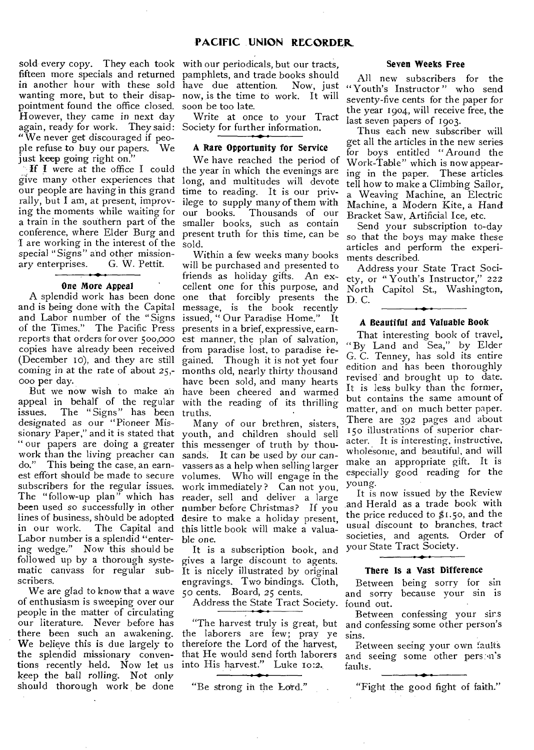sold every copy. They each took fifteen more specials and returned in another hour with these sold wanting more, but to their disappointment found the office closed. However, they came in next day again, ready for work. They said: "We never get discouraged if people refuse to buy our papers. We just keep going right on."

If I were at the office I could give many other experiences that our people are having in this grand rally, but I am, at present, improving the moments while waiting for a train in the southern part of the conference, where Elder Burg and I are working in the interest of the special "Signs" and other missionary enterprises. G. W. Pettit.

### One More Appeal

A splendid work has been done and is being done with the Capital and Labor number of the "Signs of the Times." The Pacific Press reports that orders for over 500,000 copies have already been received (December 10), and they are still coming in at the rate of about 25,000 per day.

But we now wish to make an appeal in behalf of the regular issues. The "Signs" has been designated as our "Pioneer Missionary Paper," and it is stated that "our papers are doing a greater work than the living preacher can do." This being the case, an earnest effort should be made to secure subscribers for the regular issues. The "follow-up plan" which has been used so successfully in other lines of business, should be adopted in our work. The Capital and Labor number is a splendid "entering wedge." Now this should be followed up by a thorough systematic canvass for regular subscribers.

We are glad to know that a wave of enthusiasm is sweeping over our people in the matter of circulating our literature. Never before has there been such an awakening. We believe this is due largely to the splendid missionary conventions recently held. Now let us keep the ball rolling. Not only should thorough work be done with our periodicals, but our tracts, pamphlets, and trade books should have due attention. Now, just now, is the time to work. It will soon be too late.

Write at once to your Tract Society for further information.

### A Rare Opportunity for Service

We have reached the period of the year in which the evenings are long, and multitudes will devote time to reading. It is our privilege to supply many of them with our books. Thousands of our smaller books, such as contain present truth for this time, can be sold.

Within a few weeks many books will be purchased and presented to friends as holiday gifts. An excellent one for this purpose, and one that forcibly presents the message, is the book recently issued, "Our Paradise Home." It presents in a brief, expressive, earnest manner, the plan of salvation, from paradise lost, to paradise regained. Though it is not yet four months old, nearly thirty thousand have been sold, and many hearts have been cheered and warmed with the reading of its thrilling truths.

Many of our brethren, sisters, youth, and children should sell this messenger of truth by thousands. It can be used by our canvassers as a help when selling larger volumes. Who will engage in the work immediately? Can not you, reader, sell and deliver a large number before Christmas? If you desire to make a holiday present, this little book will make a valuable one.

It is a subscription book, and gives a large discount to agents. It is nicely illustrated by original engravings. Two bindings. Cloth, 50 cents. Board, 25 cents.

Address the State Tract Society.

"The harvest truly is great, but the laborers are few; pray ye therefore the Lord of the harvest, that He would send forth laborers into His harvest." Luke 10:2.

"Be strong in the Lord."

### Seven Weeks Free

All new subscribers for the "Youth's Instructor" who send seventy-five cents for the paper for the year 1904, will receive free, the last seven papers of 1903.

Thus each new subscriber will get all the articles in the new series for boys entitled "Around the Work-Table" which is now appearing in the paper. These articles tell how to make a Climbing Sailor, a Weaving Machine, an Electric Machine, a Modern Kite, a Hand Bracket Saw, Artificial Ice, etc.

Send your subscription to-day so that the boys may make these articles and perform the experiments described.

Address your State Tract Society, or "Youth's Instructor," 222 North Capitol St., Washington, D. C.

### A Beautiful and Valuable Book

That interesting book of travel, "By Land and Sea," by Elder G. C. Tenney, has sold its entire edition and has been thoroughly revised and brought up to date. It is less bulky than the former, but contains the same amount of matter, and on much better paper. There are 392 pages and about 150 illustrations of superior character. It is interesting, instructive, wholesome, and beautiful, and will make an appropriate gift. It is especially good reading for the young.

It is now issued by the Review and Herald as a trade book with the price reduced to $1.50, and the usual discount to branches, tract societies, and agents. Order of your State Tract Society.

### There Is a Vast Difference

Between being sorry for sin and sorry because your sin is found out.

Between confessing your sins and confessing some other person's sins.

Between seeing your own faults and seeing some other person's faults.

"Fight the good fight of faith."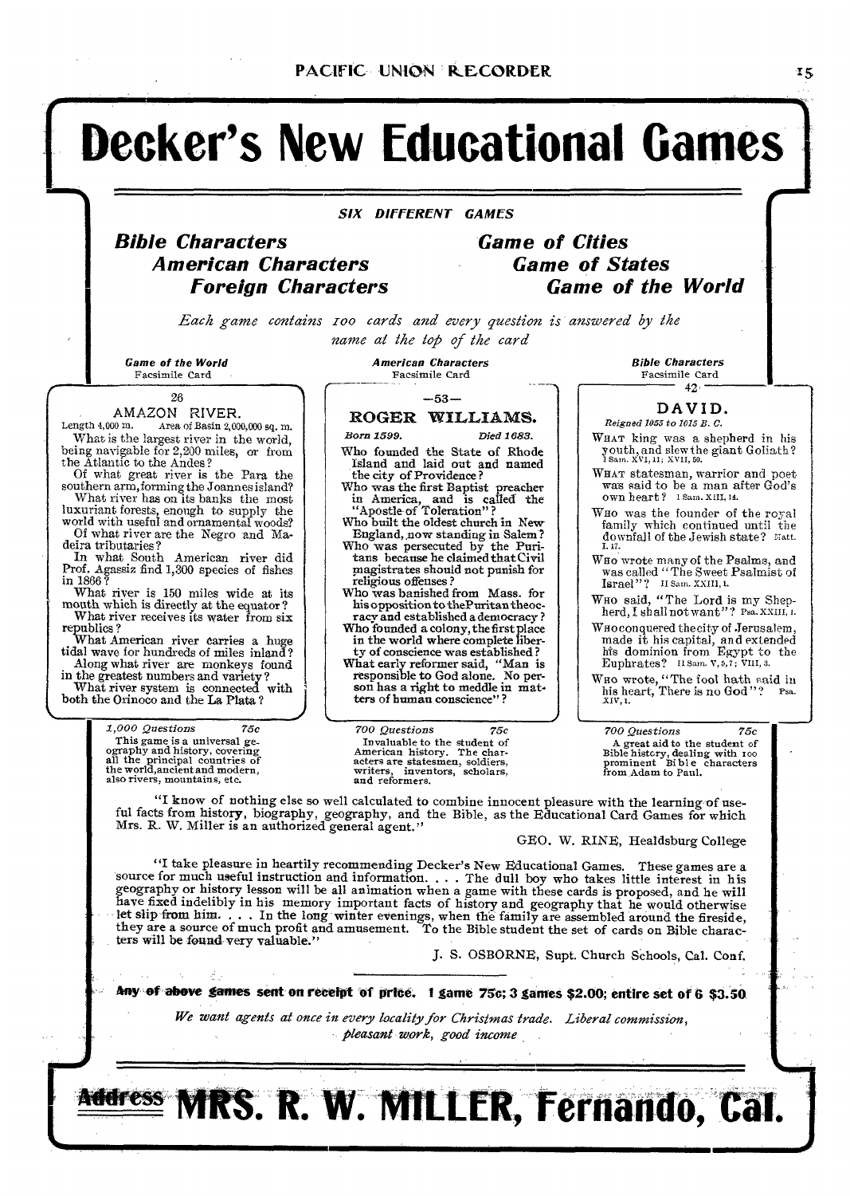# Decker's New Educational Games

*SIX DIFFERENT GAMES*

***Bible Characters***
***American Characters***
***Foreign Characters***

***Game of Cities***
***Game of States***
***Game of the World***

*Each game contains 100 cards and every question is answered by the name at the top of the card*

***Game of the World***
Facsimile Card

26

AMAZON RIVER.

Length 4,000 m. Area of Basin 2,000,000 sq. m.

What is the largest river in the world, being navigable for 2,200 miles, or from the Atlantic to the Andes?
Of what great river is the Para the southern arm, forming the Joannes island?
What river has on its banks the most luxuriant forests, enough to supply the world with useful and ornamental woods?
Of what river are the Negro and Madeira tributaries?
In what South American river did Prof. Agassiz find 1,300 species of fishes in 1866?
What river is 150 miles wide at its mouth which is directly at the equator?
What river receives its water from six republics?
What American river carries a huge tidal wave for hundreds of miles inland?
Along what river are monkeys found in the greatest numbers and variety?
What river system is connected with both the Orinoco and the La Plata?

*1,000 Questions* 75c
This game is a universal geography and history, covering all the principal countries of the world, ancient and modern, also rivers, mountains, etc.

***American Characters***
Facsimile Card

—53—

ROGER WILLIAMS.

*Born 1599.* *Died 1683.*

Who founded the State of Rhode Island and laid out and named the city of Providence?
Who was the first Baptist preacher in America, and is called the "Apostle of Toleration"?
Who built the oldest church in New England, now standing in Salem?
Who was persecuted by the Puritans because he claimed that Civil magistrates should not punish for religious offenses?
Who was banished from Mass. for his opposition to the Puritan theocracy and established a democracy?
Who founded a colony, the first place in the world where complete liberty of conscience was established?
What early reformer said, "Man is responsible to God alone. No person has a right to meddle in matters of human conscience"?

*700 Questions* 75c
Invaluable to the student of American history. The characters are statesmen, soldiers, writers, inventors, scholars, and reformers.

***Bible Characters***
Facsimile Card

42

DAVID.

*Reigned 1055 to 1015 B. C.*

WHAT king was a shepherd in his youth, and slew the giant Goliath? I Sam. XVI, 11; XVII, 50.
WHAT statesman, warrior and poet was said to be a man after God's own heart? I Sam. XIII, 14.
WHO was the founder of the royal family which continued until the downfall of the Jewish state? Matt. I. 17.
WHO wrote many of the Psalms, and was called "The Sweet Psalmist of Israel"? II Sam. XXIII, 1.
WHO said, "The Lord is my Shepherd, I shall not want"? Psa. XXIII, 1.
WHO conquered the city of Jerusalem, made it his capital, and extended his dominion from Egypt to the Euphrates? II Sam. V, 5, 7; VIII, 3.
WHO wrote, "The fool hath said in his heart, There is no God"? Psa. XIV, 1.

*700 Questions* 75c
A great aid to the student of Bible history, dealing with 100 prominent Bible characters from Adam to Paul.

"I know of nothing else so well calculated to combine innocent pleasure with the learning of useful facts from history, biography, geography, and the Bible, as the Educational Card Games for which Mrs. R. W. Miller is an authorized general agent."

GEO. W. RINE, Healdsburg College

"I take pleasure in heartily recommending Decker's New Educational Games. These games are a source for much useful instruction and information. . . . The dull boy who takes little interest in his geography or history lesson will be all animation when a game with these cards is proposed, and he will have fixed indelibly in his memory important facts of history and geography that he would otherwise let slip from him. . . . In the long winter evenings, when the family are assembled around the fireside, they are a source of much profit and amusement. To the Bible student the set of cards on Bible characters will be found very valuable."

J. S. OSBORNE, Supt. Church Schools, Cal. Conf.

**Any of above games sent on receipt of price. 1 game 75c; 3 games $2.00; entire set of 6 $3.50**

*We want agents at once in every locality for Christmas trade. Liberal commission, pleasant work, good income*

**Address MRS. R. W. MILLER, Fernando, Cal.**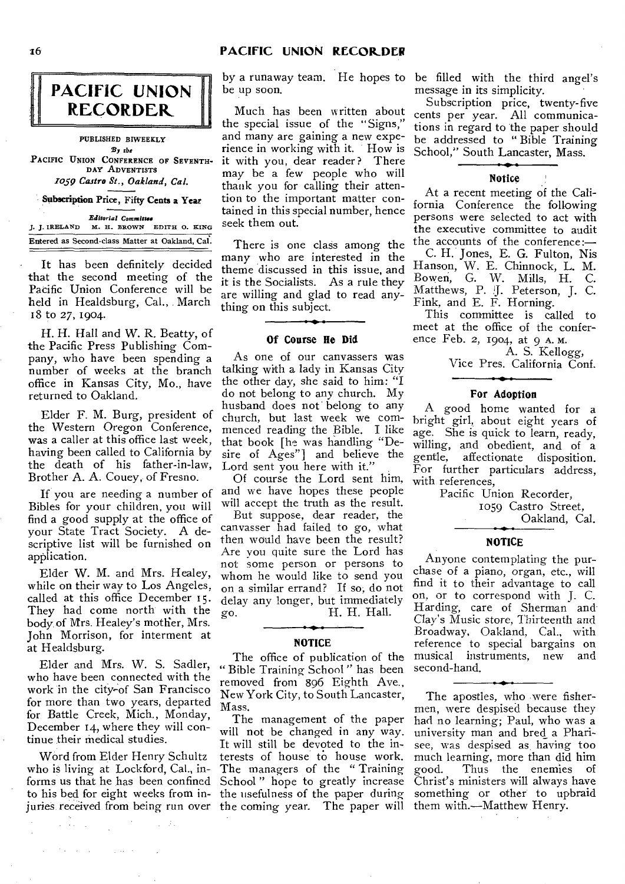# PACIFIC UNION RECORDER

PUBLISHED BIWEEKLY

*By the*

PACIFIC UNION CONFERENCE OF SEVENTH-DAY ADVENTISTS

*1059 Castro St., Oakland, Cal.*

**Subscription Price, Fifty Cents a Year**

*Editorial Committee*

J. J. IRELAND M. H. BROWN EDITH O. KING

Entered as Second-class Matter at Oakland, Cal.

It has been definitely decided that the second meeting of the Pacific Union Conference will be held in Healdsburg, Cal., March 18 to 27, 1904.

H. H. Hall and W. R. Beatty, of the Pacific Press Publishing Company, who have been spending a number of weeks at the branch office in Kansas City, Mo., have returned to Oakland.

Elder F. M. Burg, president of the Western Oregon Conference, was a caller at this office last week, having been called to California by the death of his father-in-law, Brother A. A. Couey, of Fresno.

If you are needing a number of Bibles for your children, you will find a good supply at the office of your State Tract Society. A descriptive list will be furnished on application.

Elder W. M. and Mrs. Healey, while on their way to Los Angeles, called at this office December 15. They had come north with the body of Mrs. Healey's mother, Mrs. John Morrison, for interment at at Healdsburg.

Elder and Mrs. W. S. Sadler, who have been connected with the work in the city of San Francisco for more than two years, departed for Battle Creek, Mich., Monday, December 14, where they will continue their medical studies.

Word from Elder Henry Schultz who is living at Lockford, Cal., informs us that he has been confined to his bed for eight weeks from injuries received from being run over by a runaway team. He hopes to be up soon.

Much has been written about the special issue of the "Signs," and many are gaining a new experience in working with it. How is it with you, dear reader? There may be a few people who will thank you for calling their attention to the important matter contained in this special number, hence seek them out.

There is one class among the many who are interested in the theme discussed in this issue, and it is the Socialists. As a rule they are willing and glad to read anything on this subject.

### Of Course He Did

As one of our canvassers was talking with a lady in Kansas City the other day, she said to him: "I do not belong to any church. My husband does not belong to any church, but last week we commenced reading the Bible. I like that book [he was handling "Desire of Ages"] and believe the Lord sent you here with it."

Of course the Lord sent him, and we have hopes these people will accept the truth as the result.

But suppose, dear reader, the canvasser had failed to go, what then would have been the result? Are you quite sure the Lord has not some person or persons to whom he would like to send you on a similar errand? If so, do not delay any longer, but immediately go.

H. H. Hall.

### NOTICE

The office of publication of the "Bible Training School" has been removed from 896 Eighth Ave., New York City, to South Lancaster, Mass.

The management of the paper will not be changed in any way. It will still be devoted to the interests of house to house work. The managers of the "Training School" hope to greatly increase the usefulness of the paper during the coming year. The paper will be filled with the third angel's message in its simplicity.

Subscription price, twenty-five cents per year. All communications in regard to the paper should be addressed to "Bible Training School," South Lancaster, Mass.

### Notice

At a recent meeting of the California Conference the following persons were selected to act with the executive committee to audit the accounts of the conference:—

C. H. Jones, E. G. Fulton, Nis Hanson, W. E. Chinnock, L. M. Bowen, G. W. Mills, H. C. Matthews, P. J. Peterson, J. C. Fink, and E. F. Horning.

This committee is called to meet at the office of the conference Feb. 2, 1904, at 9 A. M.

A. S. Kellogg,
Vice Pres. California Conf.

### For Adoption

A good home wanted for a bright girl, about eight years of age. She is quick to learn, ready, willing, and obedient, and of a gentle, affectionate disposition. For further particulars address, with references,

Pacific Union Recorder,
1059 Castro Street,
Oakland, Cal.

### NOTICE

Anyone contemplating the purchase of a piano, organ, etc., will find it to their advantage to call on, or to correspond with J. C. Harding, care of Sherman and Clay's Music store, Thirteenth and Broadway, Oakland, Cal., with reference to special bargains on musical instruments, new and second-hand.

The apostles, who were fishermen, were despised because they had no learning; Paul, who was a university man and bred a Pharisee, was despised as having too much learning, more than did him good. Thus the enemies of Christ's ministers will always have something or other to upbraid them with.—Matthew Henry.